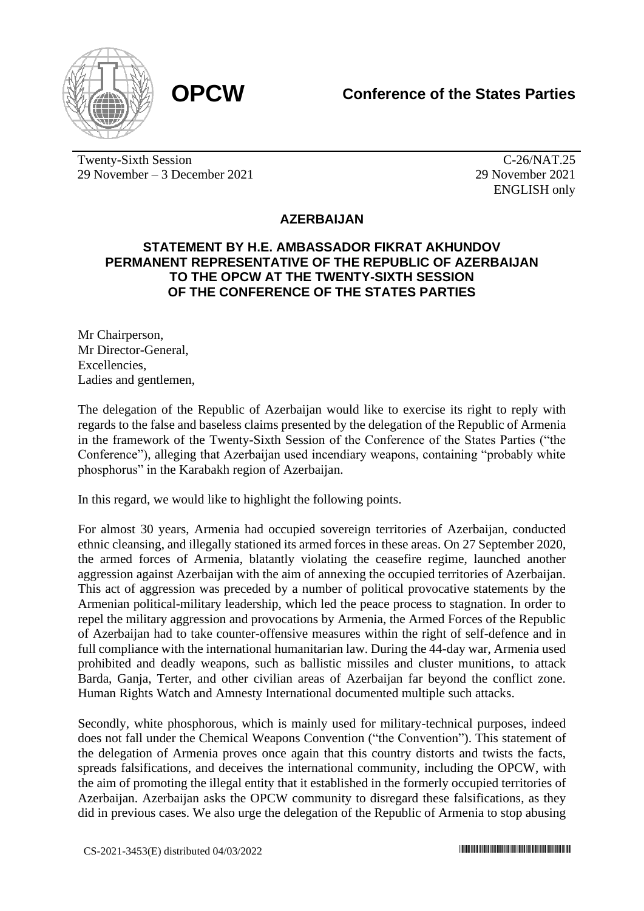**OPCW**

**Conference of the States Parties**

Twenty-Sixth Session
29 November – 3 December 2021

C-26/NAT.25
29 November 2021
ENGLISH only

## AZERBAIJAN

### STATEMENT BY H.E. AMBASSADOR FIKRAT AKHUNDOV PERMANENT REPRESENTATIVE OF THE REPUBLIC OF AZERBAIJAN TO THE OPCW AT THE TWENTY-SIXTH SESSION OF THE CONFERENCE OF THE STATES PARTIES

Mr Chairperson,
Mr Director-General,
Excellencies,
Ladies and gentlemen,

The delegation of the Republic of Azerbaijan would like to exercise its right to reply with regards to the false and baseless claims presented by the delegation of the Republic of Armenia in the framework of the Twenty-Sixth Session of the Conference of the States Parties ("the Conference"), alleging that Azerbaijan used incendiary weapons, containing "probably white phosphorus" in the Karabakh region of Azerbaijan.

In this regard, we would like to highlight the following points.

For almost 30 years, Armenia had occupied sovereign territories of Azerbaijan, conducted ethnic cleansing, and illegally stationed its armed forces in these areas. On 27 September 2020, the armed forces of Armenia, blatantly violating the ceasefire regime, launched another aggression against Azerbaijan with the aim of annexing the occupied territories of Azerbaijan. This act of aggression was preceded by a number of political provocative statements by the Armenian political-military leadership, which led the peace process to stagnation. In order to repel the military aggression and provocations by Armenia, the Armed Forces of the Republic of Azerbaijan had to take counter-offensive measures within the right of self-defence and in full compliance with the international humanitarian law. During the 44-day war, Armenia used prohibited and deadly weapons, such as ballistic missiles and cluster munitions, to attack Barda, Ganja, Terter, and other civilian areas of Azerbaijan far beyond the conflict zone. Human Rights Watch and Amnesty International documented multiple such attacks.

Secondly, white phosphorous, which is mainly used for military-technical purposes, indeed does not fall under the Chemical Weapons Convention ("the Convention"). This statement of the delegation of Armenia proves once again that this country distorts and twists the facts, spreads falsifications, and deceives the international community, including the OPCW, with the aim of promoting the illegal entity that it established in the formerly occupied territories of Azerbaijan. Azerbaijan asks the OPCW community to disregard these falsifications, as they did in previous cases. We also urge the delegation of the Republic of Armenia to stop abusing

CS-2021-3453(E) distributed 04/03/2022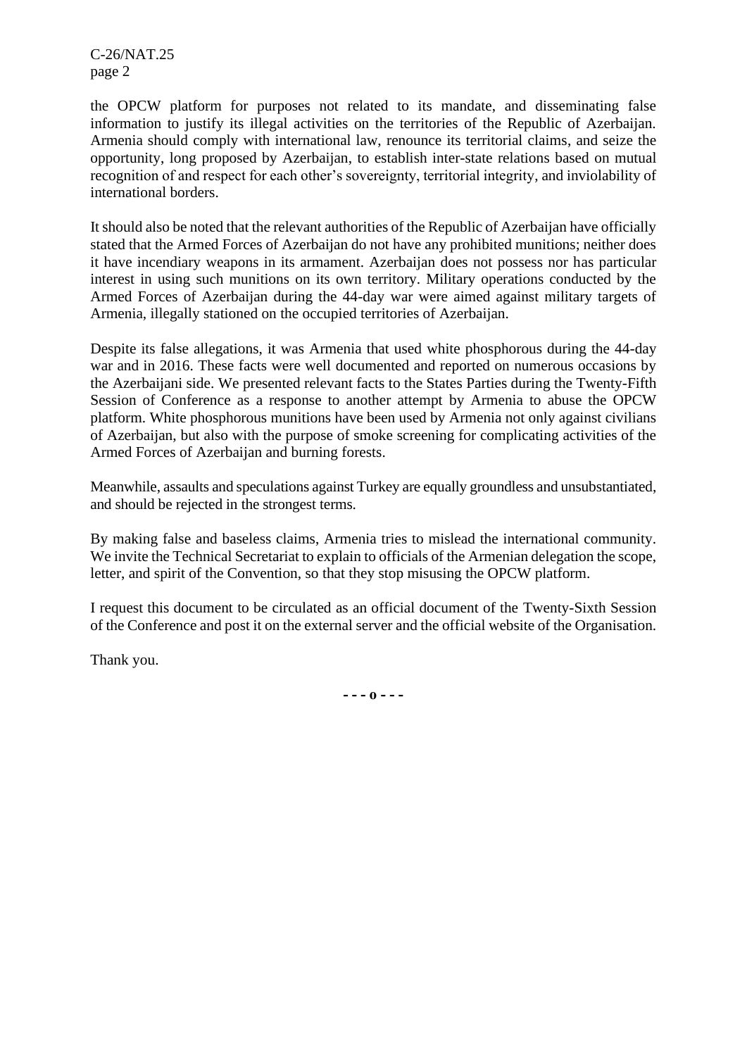the OPCW platform for purposes not related to its mandate, and disseminating false information to justify its illegal activities on the territories of the Republic of Azerbaijan. Armenia should comply with international law, renounce its territorial claims, and seize the opportunity, long proposed by Azerbaijan, to establish inter-state relations based on mutual recognition of and respect for each other's sovereignty, territorial integrity, and inviolability of international borders.

It should also be noted that the relevant authorities of the Republic of Azerbaijan have officially stated that the Armed Forces of Azerbaijan do not have any prohibited munitions; neither does it have incendiary weapons in its armament. Azerbaijan does not possess nor has particular interest in using such munitions on its own territory. Military operations conducted by the Armed Forces of Azerbaijan during the 44-day war were aimed against military targets of Armenia, illegally stationed on the occupied territories of Azerbaijan.

Despite its false allegations, it was Armenia that used white phosphorous during the 44-day war and in 2016. These facts were well documented and reported on numerous occasions by the Azerbaijani side. We presented relevant facts to the States Parties during the Twenty-Fifth Session of Conference as a response to another attempt by Armenia to abuse the OPCW platform. White phosphorous munitions have been used by Armenia not only against civilians of Azerbaijan, but also with the purpose of smoke screening for complicating activities of the Armed Forces of Azerbaijan and burning forests.

Meanwhile, assaults and speculations against Turkey are equally groundless and unsubstantiated, and should be rejected in the strongest terms.

By making false and baseless claims, Armenia tries to mislead the international community. We invite the Technical Secretariat to explain to officials of the Armenian delegation the scope, letter, and spirit of the Convention, so that they stop misusing the OPCW platform.

I request this document to be circulated as an official document of the Twenty-Sixth Session of the Conference and post it on the external server and the official website of the Organisation.

Thank you.

**- - - o - - -**